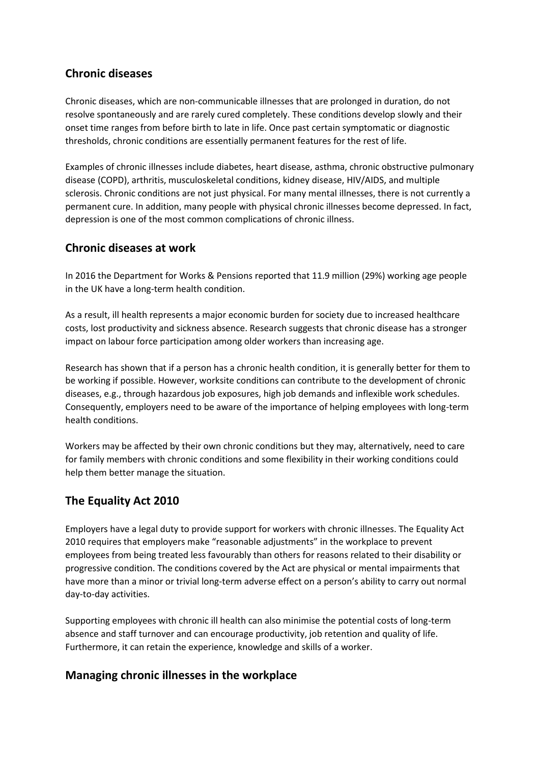## Chronic diseases

Chronic diseases, which are non-communicable illnesses that are prolonged in duration, do not resolve spontaneously and are rarely cured completely. These conditions develop slowly and their onset time ranges from before birth to late in life. Once past certain symptomatic or diagnostic thresholds, chronic conditions are essentially permanent features for the rest of life.

Examples of chronic illnesses include diabetes, heart disease, asthma, chronic obstructive pulmonary disease (COPD), arthritis, musculoskeletal conditions, kidney disease, HIV/AIDS, and multiple sclerosis. Chronic conditions are not just physical. For many mental illnesses, there is not currently a permanent cure. In addition, many people with physical chronic illnesses become depressed. In fact, depression is one of the most common complications of chronic illness.

## Chronic diseases at work

In 2016 the Department for Works & Pensions reported that 11.9 million (29%) working age people in the UK have a long-term health condition.

As a result, ill health represents a major economic burden for society due to increased healthcare costs, lost productivity and sickness absence. Research suggests that chronic disease has a stronger impact on labour force participation among older workers than increasing age.

Research has shown that if a person has a chronic health condition, it is generally better for them to be working if possible. However, worksite conditions can contribute to the development of chronic diseases, e.g., through hazardous job exposures, high job demands and inflexible work schedules. Consequently, employers need to be aware of the importance of helping employees with long-term health conditions.

Workers may be affected by their own chronic conditions but they may, alternatively, need to care for family members with chronic conditions and some flexibility in their working conditions could help them better manage the situation.

## The Equality Act 2010

Employers have a legal duty to provide support for workers with chronic illnesses. The Equality Act 2010 requires that employers make "reasonable adjustments" in the workplace to prevent employees from being treated less favourably than others for reasons related to their disability or progressive condition. The conditions covered by the Act are physical or mental impairments that have more than a minor or trivial long-term adverse effect on a person's ability to carry out normal day-to-day activities.

Supporting employees with chronic ill health can also minimise the potential costs of long-term absence and staff turnover and can encourage productivity, job retention and quality of life. Furthermore, it can retain the experience, knowledge and skills of a worker.

## Managing chronic illnesses in the workplace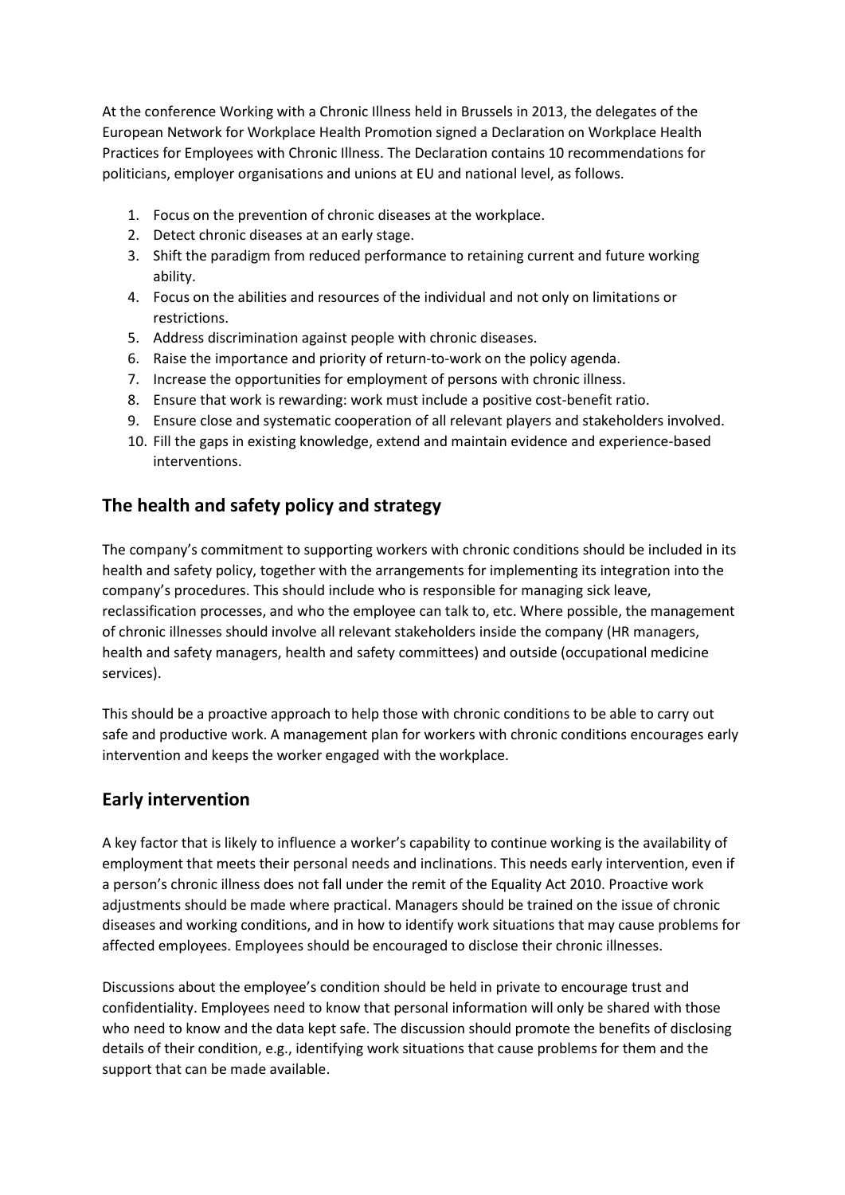At the conference Working with a Chronic Illness held in Brussels in 2013, the delegates of the European Network for Workplace Health Promotion signed a Declaration on Workplace Health Practices for Employees with Chronic Illness. The Declaration contains 10 recommendations for politicians, employer organisations and unions at EU and national level, as follows.

1. Focus on the prevention of chronic diseases at the workplace.
2. Detect chronic diseases at an early stage.
3. Shift the paradigm from reduced performance to retaining current and future working ability.
4. Focus on the abilities and resources of the individual and not only on limitations or restrictions.
5. Address discrimination against people with chronic diseases.
6. Raise the importance and priority of return-to-work on the policy agenda.
7. Increase the opportunities for employment of persons with chronic illness.
8. Ensure that work is rewarding: work must include a positive cost-benefit ratio.
9. Ensure close and systematic cooperation of all relevant players and stakeholders involved.
10. Fill the gaps in existing knowledge, extend and maintain evidence and experience-based interventions.

## The health and safety policy and strategy

The company's commitment to supporting workers with chronic conditions should be included in its health and safety policy, together with the arrangements for implementing its integration into the company's procedures. This should include who is responsible for managing sick leave, reclassification processes, and who the employee can talk to, etc. Where possible, the management of chronic illnesses should involve all relevant stakeholders inside the company (HR managers, health and safety managers, health and safety committees) and outside (occupational medicine services).

This should be a proactive approach to help those with chronic conditions to be able to carry out safe and productive work. A management plan for workers with chronic conditions encourages early intervention and keeps the worker engaged with the workplace.

## Early intervention

A key factor that is likely to influence a worker's capability to continue working is the availability of employment that meets their personal needs and inclinations. This needs early intervention, even if a person's chronic illness does not fall under the remit of the Equality Act 2010. Proactive work adjustments should be made where practical. Managers should be trained on the issue of chronic diseases and working conditions, and in how to identify work situations that may cause problems for affected employees. Employees should be encouraged to disclose their chronic illnesses.

Discussions about the employee's condition should be held in private to encourage trust and confidentiality. Employees need to know that personal information will only be shared with those who need to know and the data kept safe. The discussion should promote the benefits of disclosing details of their condition, e.g., identifying work situations that cause problems for them and the support that can be made available.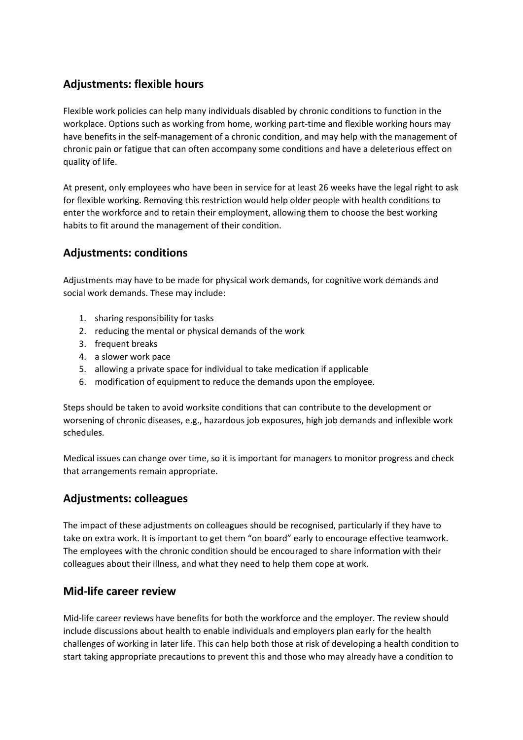## Adjustments: flexible hours

Flexible work policies can help many individuals disabled by chronic conditions to function in the workplace. Options such as working from home, working part-time and flexible working hours may have benefits in the self-management of a chronic condition, and may help with the management of chronic pain or fatigue that can often accompany some conditions and have a deleterious effect on quality of life.

At present, only employees who have been in service for at least 26 weeks have the legal right to ask for flexible working. Removing this restriction would help older people with health conditions to enter the workforce and to retain their employment, allowing them to choose the best working habits to fit around the management of their condition.

## Adjustments: conditions

Adjustments may have to be made for physical work demands, for cognitive work demands and social work demands. These may include:

1. sharing responsibility for tasks
2. reducing the mental or physical demands of the work
3. frequent breaks
4. a slower work pace
5. allowing a private space for individual to take medication if applicable
6. modification of equipment to reduce the demands upon the employee.

Steps should be taken to avoid worksite conditions that can contribute to the development or worsening of chronic diseases, e.g., hazardous job exposures, high job demands and inflexible work schedules.

Medical issues can change over time, so it is important for managers to monitor progress and check that arrangements remain appropriate.

## Adjustments: colleagues

The impact of these adjustments on colleagues should be recognised, particularly if they have to take on extra work. It is important to get them "on board" early to encourage effective teamwork. The employees with the chronic condition should be encouraged to share information with their colleagues about their illness, and what they need to help them cope at work.

## Mid-life career review

Mid-life career reviews have benefits for both the workforce and the employer. The review should include discussions about health to enable individuals and employers plan early for the health challenges of working in later life. This can help both those at risk of developing a health condition to start taking appropriate precautions to prevent this and those who may already have a condition to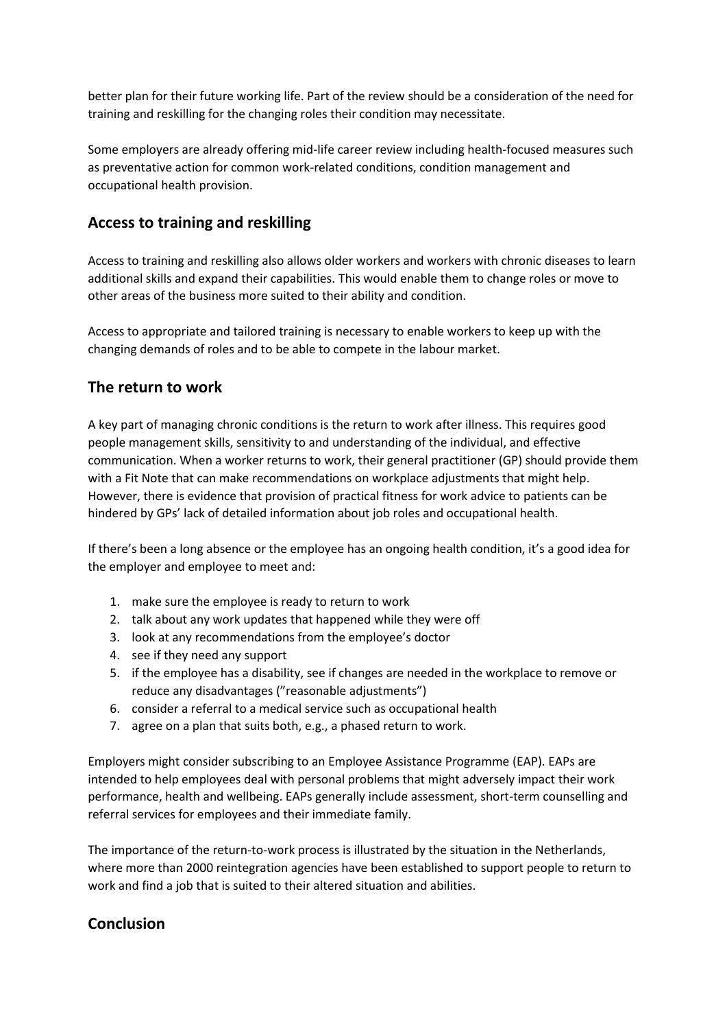better plan for their future working life. Part of the review should be a consideration of the need for training and reskilling for the changing roles their condition may necessitate.

Some employers are already offering mid-life career review including health-focused measures such as preventative action for common work-related conditions, condition management and occupational health provision.

## Access to training and reskilling

Access to training and reskilling also allows older workers and workers with chronic diseases to learn additional skills and expand their capabilities. This would enable them to change roles or move to other areas of the business more suited to their ability and condition.

Access to appropriate and tailored training is necessary to enable workers to keep up with the changing demands of roles and to be able to compete in the labour market.

## The return to work

A key part of managing chronic conditions is the return to work after illness. This requires good people management skills, sensitivity to and understanding of the individual, and effective communication. When a worker returns to work, their general practitioner (GP) should provide them with a Fit Note that can make recommendations on workplace adjustments that might help. However, there is evidence that provision of practical fitness for work advice to patients can be hindered by GPs' lack of detailed information about job roles and occupational health.

If there's been a long absence or the employee has an ongoing health condition, it's a good idea for the employer and employee to meet and:

1. make sure the employee is ready to return to work
2. talk about any work updates that happened while they were off
3. look at any recommendations from the employee's doctor
4. see if they need any support
5. if the employee has a disability, see if changes are needed in the workplace to remove or reduce any disadvantages ("reasonable adjustments")
6. consider a referral to a medical service such as occupational health
7. agree on a plan that suits both, e.g., a phased return to work.

Employers might consider subscribing to an Employee Assistance Programme (EAP). EAPs are intended to help employees deal with personal problems that might adversely impact their work performance, health and wellbeing. EAPs generally include assessment, short-term counselling and referral services for employees and their immediate family.

The importance of the return-to-work process is illustrated by the situation in the Netherlands, where more than 2000 reintegration agencies have been established to support people to return to work and find a job that is suited to their altered situation and abilities.

## Conclusion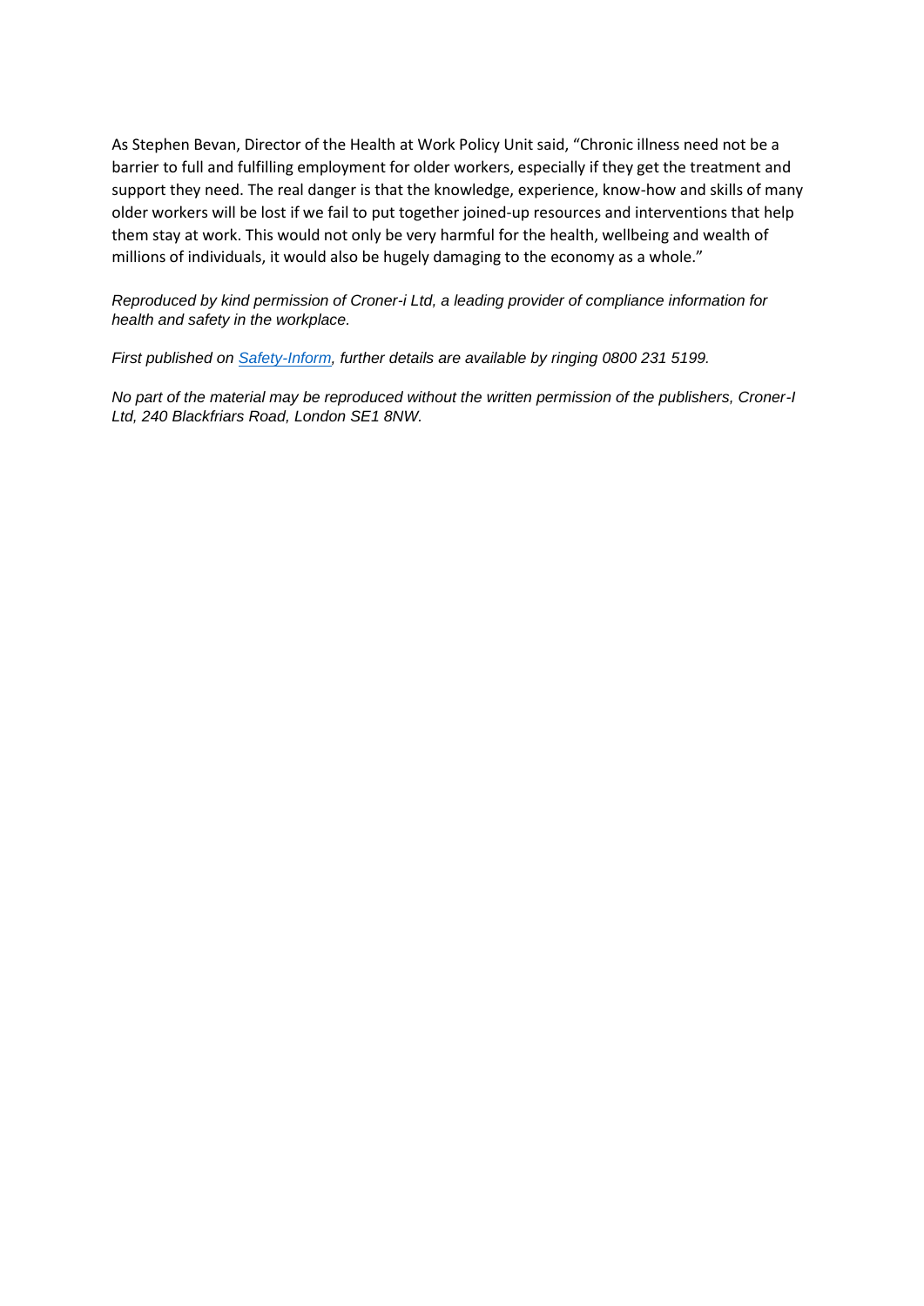As Stephen Bevan, Director of the Health at Work Policy Unit said, “Chronic illness need not be a barrier to full and fulfilling employment for older workers, especially if they get the treatment and support they need. The real danger is that the knowledge, experience, know-how and skills of many older workers will be lost if we fail to put together joined-up resources and interventions that help them stay at work. This would not only be very harmful for the health, wellbeing and wealth of millions of individuals, it would also be hugely damaging to the economy as a whole.”

*Reproduced by kind permission of Croner-i Ltd, a leading provider of compliance information for health and safety in the workplace.*

*First published on Safety-Inform, further details are available by ringing 0800 231 5199.*

*No part of the material may be reproduced without the written permission of the publishers, Croner-I Ltd, 240 Blackfriars Road, London SE1 8NW.*